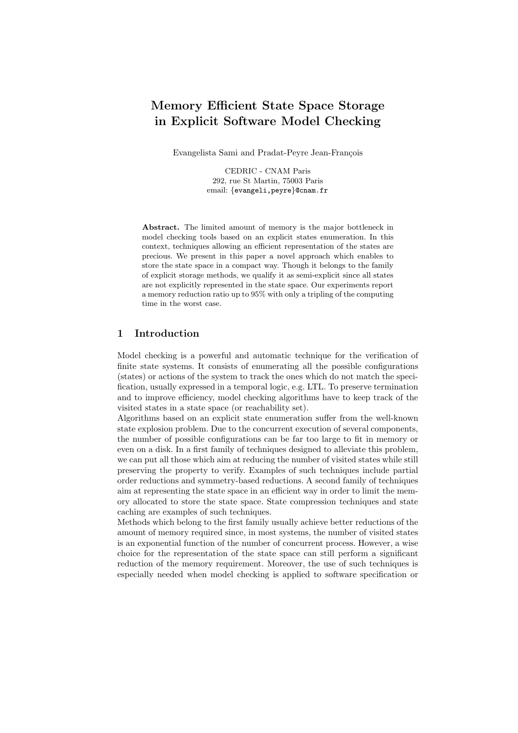# Memory Efficient State Space Storage in Explicit Software Model Checking

Evangelista Sami and Pradat-Peyre Jean-François

CEDRIC - CNAM Paris  
292, rue St Martin, 75003 Paris  
email: {evangeli,peyre}@cnam.fr

**Abstract.** The limited amount of memory is the major bottleneck in model checking tools based on an explicit states enumeration. In this context, techniques allowing an efficient representation of the states are precious. We present in this paper a novel approach which enables to store the state space in a compact way. Though it belongs to the family of explicit storage methods, we qualify it as semi-explicit since all states are not explicitly represented in the state space. Our experiments report a memory reduction ratio up to 95% with only a tripling of the computing time in the worst case.

## 1 Introduction

Model checking is a powerful and automatic technique for the verification of finite state systems. It consists of enumerating all the possible configurations (states) or actions of the system to track the ones which do not match the specification, usually expressed in a temporal logic, e.g. LTL. To preserve termination and to improve efficiency, model checking algorithms have to keep track of the visited states in a state space (or reachability set).

Algorithms based on an explicit state enumeration suffer from the well-known state explosion problem. Due to the concurrent execution of several components, the number of possible configurations can be far too large to fit in memory or even on a disk. In a first family of techniques designed to alleviate this problem, we can put all those which aim at reducing the number of visited states while still preserving the property to verify. Examples of such techniques include partial order reductions and symmetry-based reductions. A second family of techniques aim at representing the state space in an efficient way in order to limit the memory allocated to store the state space. State compression techniques and state caching are examples of such techniques.

Methods which belong to the first family usually achieve better reductions of the amount of memory required since, in most systems, the number of visited states is an exponential function of the number of concurrent process. However, a wise choice for the representation of the state space can still perform a significant reduction of the memory requirement. Moreover, the use of such techniques is especially needed when model checking is applied to software specification or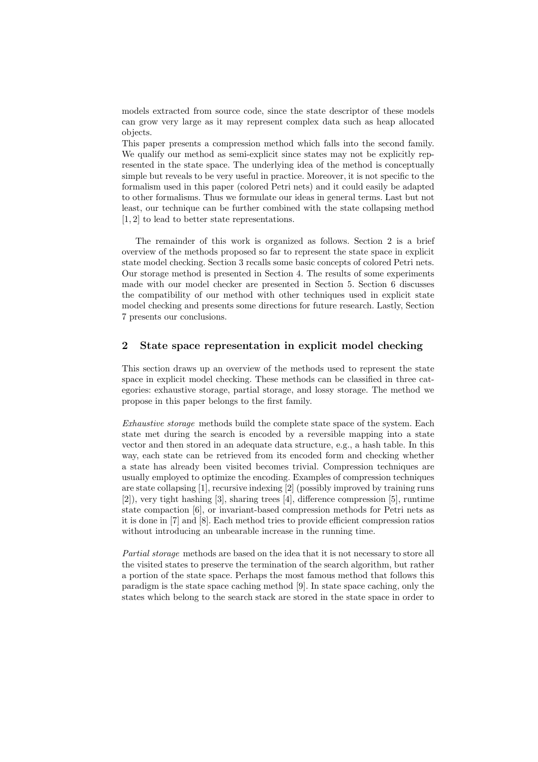models extracted from source code, since the state descriptor of these models can grow very large as it may represent complex data such as heap allocated objects.
This paper presents a compression method which falls into the second family. We qualify our method as semi-explicit since states may not be explicitly represented in the state space. The underlying idea of the method is conceptually simple but reveals to be very useful in practice. Moreover, it is not specific to the formalism used in this paper (colored Petri nets) and it could easily be adapted to other formalisms. Thus we formulate our ideas in general terms. Last but not least, our technique can be further combined with the state collapsing method [1, 2] to lead to better state representations.

The remainder of this work is organized as follows. Section 2 is a brief overview of the methods proposed so far to represent the state space in explicit state model checking. Section 3 recalls some basic concepts of colored Petri nets. Our storage method is presented in Section 4. The results of some experiments made with our model checker are presented in Section 5. Section 6 discusses the compatibility of our method with other techniques used in explicit state model checking and presents some directions for future research. Lastly, Section 7 presents our conclusions.

## 2 State space representation in explicit model checking

This section draws up an overview of the methods used to represent the state space in explicit model checking. These methods can be classified in three categories: exhaustive storage, partial storage, and lossy storage. The method we propose in this paper belongs to the first family.

*Exhaustive storage* methods build the complete state space of the system. Each state met during the search is encoded by a reversible mapping into a state vector and then stored in an adequate data structure, e.g., a hash table. In this way, each state can be retrieved from its encoded form and checking whether a state has already been visited becomes trivial. Compression techniques are usually employed to optimize the encoding. Examples of compression techniques are state collapsing [1], recursive indexing [2] (possibly improved by training runs [2]), very tight hashing [3], sharing trees [4], difference compression [5], runtime state compaction [6], or invariant-based compression methods for Petri nets as it is done in [7] and [8]. Each method tries to provide efficient compression ratios without introducing an unbearable increase in the running time.

*Partial storage* methods are based on the idea that it is not necessary to store all the visited states to preserve the termination of the search algorithm, but rather a portion of the state space. Perhaps the most famous method that follows this paradigm is the state space caching method [9]. In state space caching, only the states which belong to the search stack are stored in the state space in order to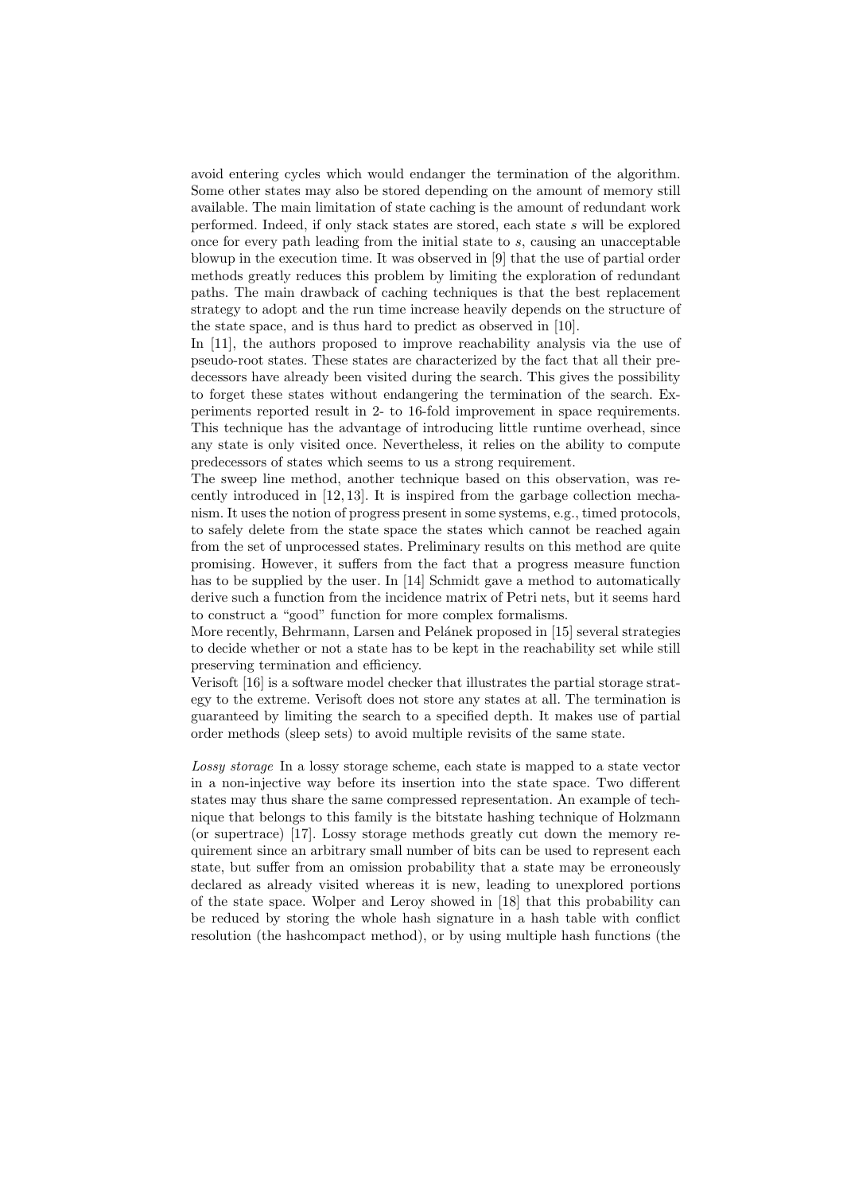avoid entering cycles which would endanger the termination of the algorithm. Some other states may also be stored depending on the amount of memory still available. The main limitation of state caching is the amount of redundant work performed. Indeed, if only stack states are stored, each state $s$ will be explored once for every path leading from the initial state to $s$, causing an unacceptable blowup in the execution time. It was observed in [9] that the use of partial order methods greatly reduces this problem by limiting the exploration of redundant paths. The main drawback of caching techniques is that the best replacement strategy to adopt and the run time increase heavily depends on the structure of the state space, and is thus hard to predict as observed in [10].

In [11], the authors proposed to improve reachability analysis via the use of pseudo-root states. These states are characterized by the fact that all their predecessors have already been visited during the search. This gives the possibility to forget these states without endangering the termination of the search. Experiments reported result in 2- to 16-fold improvement in space requirements. This technique has the advantage of introducing little runtime overhead, since any state is only visited once. Nevertheless, it relies on the ability to compute predecessors of states which seems to us a strong requirement.

The sweep line method, another technique based on this observation, was recently introduced in [12, 13]. It is inspired from the garbage collection mechanism. It uses the notion of progress present in some systems, e.g., timed protocols, to safely delete from the state space the states which cannot be reached again from the set of unprocessed states. Preliminary results on this method are quite promising. However, it suffers from the fact that a progress measure function has to be supplied by the user. In [14] Schmidt gave a method to automatically derive such a function from the incidence matrix of Petri nets, but it seems hard to construct a "good" function for more complex formalisms.

More recently, Behrmann, Larsen and Pelánek proposed in [15] several strategies to decide whether or not a state has to be kept in the reachability set while still preserving termination and efficiency.

Verisoft [16] is a software model checker that illustrates the partial storage strategy to the extreme. Verisoft does not store any states at all. The termination is guaranteed by limiting the search to a specified depth. It makes use of partial order methods (sleep sets) to avoid multiple revisits of the same state.

*Lossy storage* In a lossy storage scheme, each state is mapped to a state vector in a non-injective way before its insertion into the state space. Two different states may thus share the same compressed representation. An example of technique that belongs to this family is the bitstate hashing technique of Holzmann (or supertrace) [17]. Lossy storage methods greatly cut down the memory requirement since an arbitrary small number of bits can be used to represent each state, but suffer from an omission probability that a state may be erroneously declared as already visited whereas it is new, leading to unexplored portions of the state space. Wolper and Leroy showed in [18] that this probability can be reduced by storing the whole hash signature in a hash table with conflict resolution (the hashcompact method), or by using multiple hash functions (the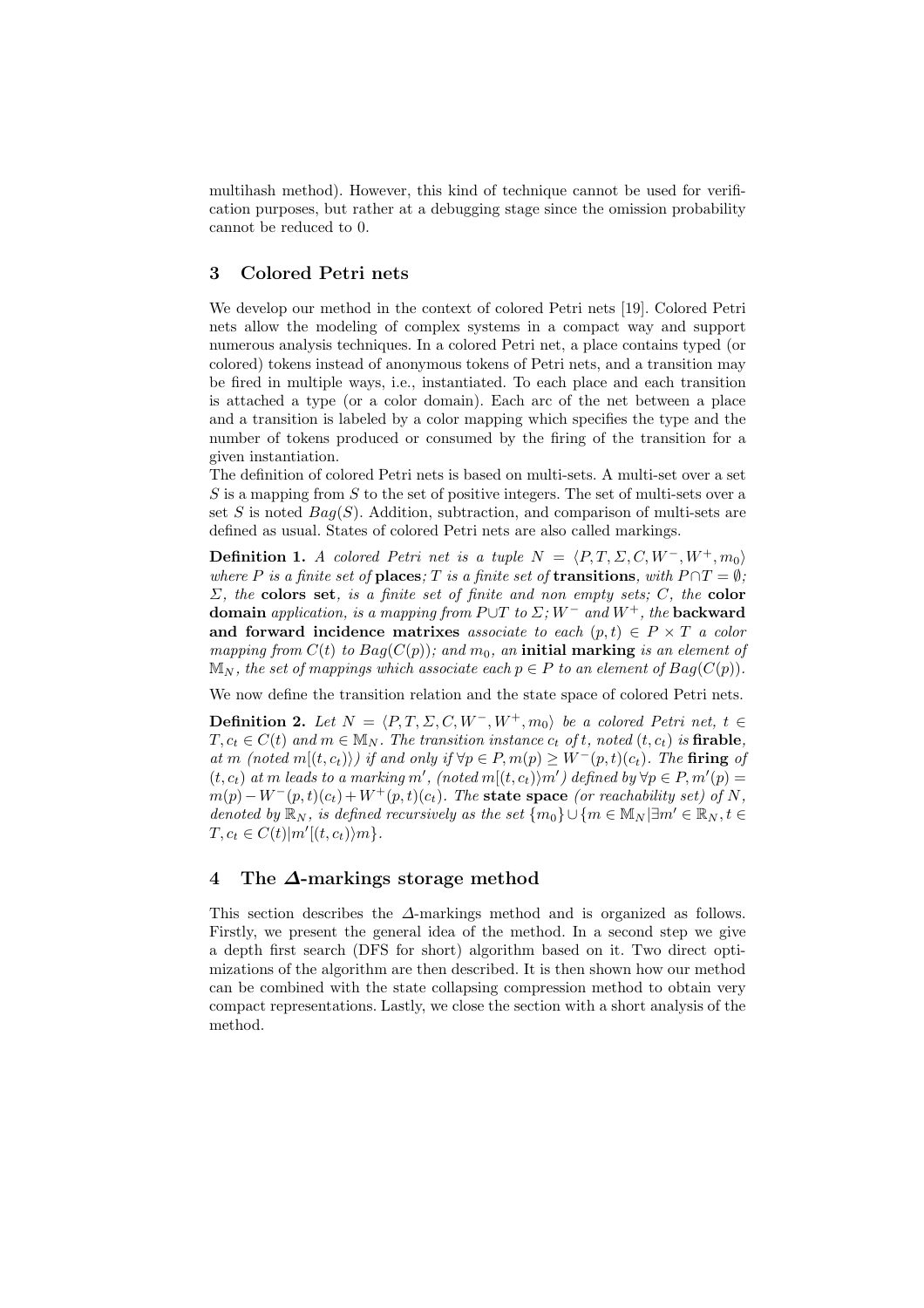multihash method). However, this kind of technique cannot be used for verification purposes, but rather at a debugging stage since the omission probability cannot be reduced to 0.

## 3 Colored Petri nets

We develop our method in the context of colored Petri nets [19]. Colored Petri nets allow the modeling of complex systems in a compact way and support numerous analysis techniques. In a colored Petri net, a place contains typed (or colored) tokens instead of anonymous tokens of Petri nets, and a transition may be fired in multiple ways, i.e., instantiated. To each place and each transition is attached a type (or a color domain). Each arc of the net between a place and a transition is labeled by a color mapping which specifies the type and the number of tokens produced or consumed by the firing of the transition for a given instantiation.
The definition of colored Petri nets is based on multi-sets. A multi-set over a set $S$ is a mapping from $S$ to the set of positive integers. The set of multi-sets over a set $S$ is noted $Bag(S)$. Addition, subtraction, and comparison of multi-sets are defined as usual. States of colored Petri nets are also called markings.

**Definition 1.** *A colored Petri net is a tuple $N = \langle P, T, \Sigma, C, W^-, W^+, m_0 \rangle$ where $P$ is a finite set of* **places***; $T$ is a finite set of* **transitions***, with $P \cap T = \emptyset$; $\Sigma$, the* **colors set***, is a finite set of finite and non empty sets; $C$, the* **color domain** *application, is a mapping from $P \cup T$ to $\Sigma$; $W^-$ and $W^+$, the* **backward and forward incidence matrixes** *associate to each $(p, t) \in P \times T$ a color mapping from $C(t)$ to $Bag(C(p))$; and $m_0$, an* **initial marking** *is an element of $\mathbb{M}_N$, the set of mappings which associate each $p \in P$ to an element of $Bag(C(p))$.*

We now define the transition relation and the state space of colored Petri nets.

**Definition 2.** *Let $N = \langle P, T, \Sigma, C, W^-, W^+, m_0 \rangle$ be a colored Petri net, $t \in T, c_t \in C(t)$ and $m \in \mathbb{M}_N$. The transition instance $c_t$ of $t$, noted $(t, c_t)$ is* **firable***, at $m$ (noted $m[(t, c_t)\rangle$) if and only if $\forall p \in P, m(p) \geq W^-(p, t)(c_t)$. The* **firing** *of $(t, c_t)$ at $m$ leads to a marking $m'$, (noted $m[(t, c_t)\rangle m'$) defined by $\forall p \in P, m'(p) = m(p) - W^-(p, t)(c_t) + W^+(p, t)(c_t)$. The* **state space** *(or reachability set) of $N$, denoted by $\mathbb{R}_N$, is defined recursively as the set $\{m_0\} \cup \{m \in \mathbb{M}_N | \exists m' \in \mathbb{R}_N, t \in T, c_t \in C(t) | m'[(t, c_t)\rangle m\}$.*

## 4 The $\Delta$-markings storage method

This section describes the $\Delta$-markings method and is organized as follows. Firstly, we present the general idea of the method. In a second step we give a depth first search (DFS for short) algorithm based on it. Two direct optimizations of the algorithm are then described. It is then shown how our method can be combined with the state collapsing compression method to obtain very compact representations. Lastly, we close the section with a short analysis of the method.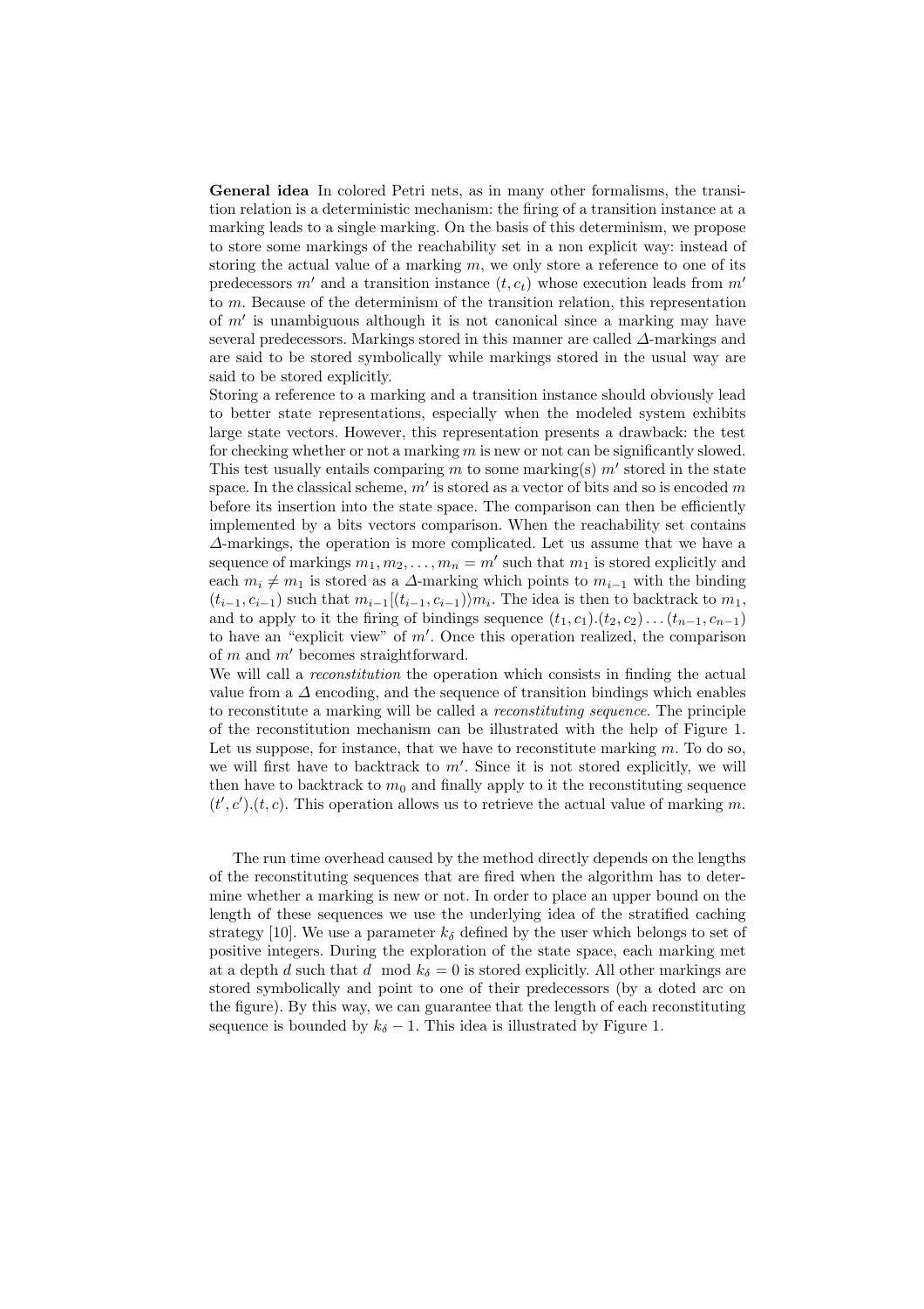**General idea** In colored Petri nets, as in many other formalisms, the transition relation is a deterministic mechanism: the firing of a transition instance at a marking leads to a single marking. On the basis of this determinism, we propose to store some markings of the reachability set in a non explicit way: instead of storing the actual value of a marking $m$, we only store a reference to one of its predecessors $m'$ and a transition instance $(t, c_t)$ whose execution leads from $m'$ to $m$. Because of the determinism of the transition relation, this representation of $m'$ is unambiguous although it is not canonical since a marking may have several predecessors. Markings stored in this manner are called $\Delta$-markings and are said to be stored symbolically while markings stored in the usual way are said to be stored explicitly.

Storing a reference to a marking and a transition instance should obviously lead to better state representations, especially when the modeled system exhibits large state vectors. However, this representation presents a drawback: the test for checking whether or not a marking $m$ is new or not can be significantly slowed. This test usually entails comparing $m$ to some marking(s) $m'$ stored in the state space. In the classical scheme, $m'$ is stored as a vector of bits and so is encoded $m$ before its insertion into the state space. The comparison can then be efficiently implemented by a bits vectors comparison. When the reachability set contains $\Delta$-markings, the operation is more complicated. Let us assume that we have a sequence of markings $m_1, m_2, \ldots, m_n = m'$ such that $m_1$ is stored explicitly and each $m_i \neq m_1$ is stored as a $\Delta$-marking which points to $m_{i-1}$ with the binding $(t_{i-1}, c_{i-1})$ such that $m_{i-1}[(t_{i-1}, c_{i-1})\rangle m_i$. The idea is then to backtrack to $m_1$, and to apply to it the firing of bindings sequence $(t_1, c_1).(t_2, c_2)\ldots(t_{n-1}, c_{n-1})$ to have an "explicit view" of $m'$. Once this operation realized, the comparison of $m$ and $m'$ becomes straightforward.

We will call a *reconstitution* the operation which consists in finding the actual value from a $\Delta$ encoding, and the sequence of transition bindings which enables to reconstitute a marking will be called a *reconstituting sequence*. The principle of the reconstitution mechanism can be illustrated with the help of Figure 1. Let us suppose, for instance, that we have to reconstitute marking $m$. To do so, we will first have to backtrack to $m'$. Since it is not stored explicitly, we will then have to backtrack to $m_0$ and finally apply to it the reconstituting sequence $(t', c').(t, c)$. This operation allows us to retrieve the actual value of marking $m$.

The run time overhead caused by the method directly depends on the lengths of the reconstituting sequences that are fired when the algorithm has to determine whether a marking is new or not. In order to place an upper bound on the length of these sequences we use the underlying idea of the stratified caching strategy [10]. We use a parameter $k_\delta$ defined by the user which belongs to set of positive integers. During the exploration of the state space, each marking met at a depth $d$ such that $d \mod k_\delta = 0$ is stored explicitly. All other markings are stored symbolically and point to one of their predecessors (by a doted arc on the figure). By this way, we can guarantee that the length of each reconstituting sequence is bounded by $k_\delta - 1$. This idea is illustrated by Figure 1.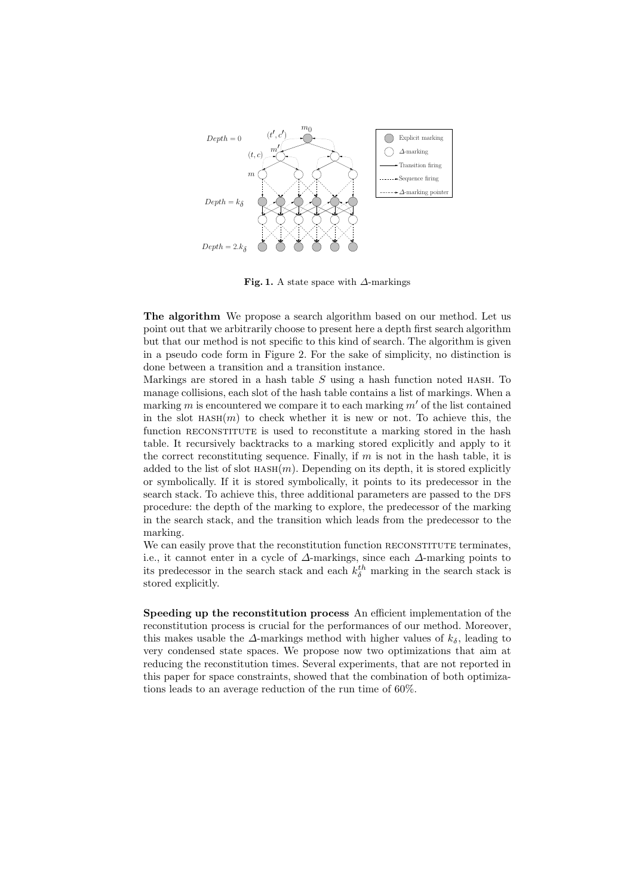Depth = 0

$(t', c')$

$m_0$

$m'$

$(t, c)$

$m$

Depth = $k_\delta$

Depth = $2.k_\delta$

Explicit marking

$\Delta$-marking

Transition firing

Sequence firing

$\Delta$-marking pointer

**Fig. 1.** A state space with $\Delta$-markings

**The algorithm** We propose a search algorithm based on our method. Let us point out that we arbitrarily choose to present here a depth first search algorithm but that our method is not specific to this kind of search. The algorithm is given in a pseudo code form in Figure 2. For the sake of simplicity, no distinction is done between a transition and a transition instance.

Markings are stored in a hash table $S$ using a hash function noted HASH. To manage collisions, each slot of the hash table contains a list of markings. When a marking $m$ is encountered we compare it to each marking $m'$ of the list contained in the slot HASH($m$) to check whether it is new or not. To achieve this, the function RECONSTITUTE is used to reconstitute a marking stored in the hash table. It recursively backtracks to a marking stored explicitly and apply to it the correct reconstituting sequence. Finally, if $m$ is not in the hash table, it is added to the list of slot HASH($m$). Depending on its depth, it is stored explicitly or symbolically. If it is stored symbolically, it points to its predecessor in the search stack. To achieve this, three additional parameters are passed to the DFS procedure: the depth of the marking to explore, the predecessor of the marking in the search stack, and the transition which leads from the predecessor to the marking.

We can easily prove that the reconstitution function RECONSTITUTE terminates, i.e., it cannot enter in a cycle of $\Delta$-markings, since each $\Delta$-marking points to its predecessor in the search stack and each $k_\delta^{th}$ marking in the search stack is stored explicitly.

**Speeding up the reconstitution process** An efficient implementation of the reconstitution process is crucial for the performances of our method. Moreover, this makes usable the $\Delta$-markings method with higher values of $k_\delta$, leading to very condensed state spaces. We propose now two optimizations that aim at reducing the reconstitution times. Several experiments, that are not reported in this paper for space constraints, showed that the combination of both optimizations leads to an average reduction of the run time of 60%.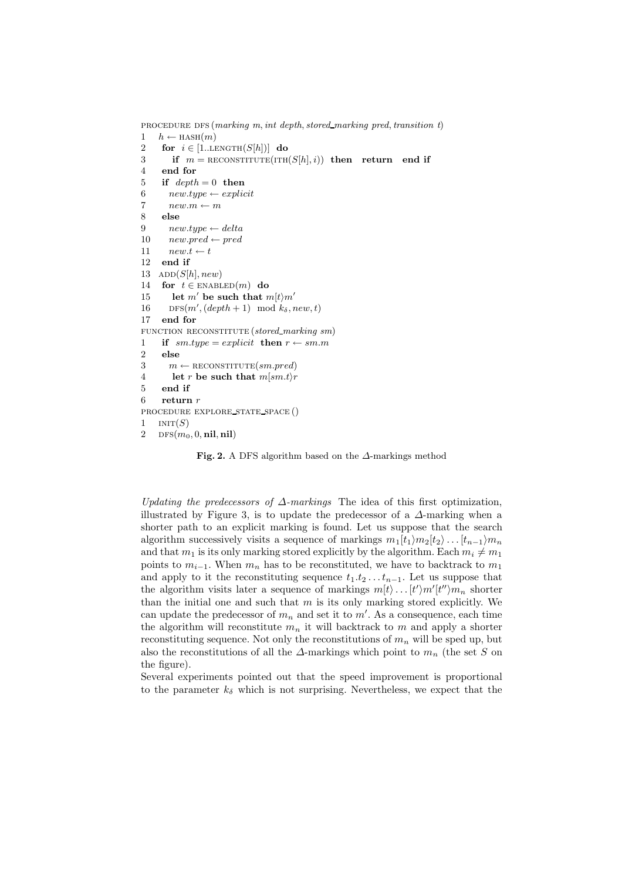```
PROCEDURE DFS (marking m, int depth, stored_marking pred, transition t)
1   h ← HASH(m)
2   for i ∈ [1..LENGTH(S[h])] do
3      if m = RECONSTITUTE(ITH(S[h], i)) then return end if
4   end for
5   if depth = 0 then
6      new.type ← explicit
7      new.m ← m
8   else
9      new.type ← delta
10     new.pred ← pred
11     new.t ← t
12  end if
13  ADD(S[h], new)
14  for t ∈ ENABLED(m) do
15     let m' be such that m[t⟩m'
16     DFS(m', (depth + 1) mod k_δ, new, t)
17  end for
FUNCTION RECONSTITUTE (stored_marking sm)
1   if sm.type = explicit then r ← sm.m
2   else
3      m ← RECONSTITUTE(sm.pred)
4      let r be such that m[sm.t⟩r
5   end if
6   return r
PROCEDURE EXPLORE_STATE_SPACE ()
1   INIT(S)
2   DFS(m_0, 0, nil, nil)
```

**Fig. 2.** A DFS algorithm based on the $\Delta$-markings method

*Updating the predecessors of $\Delta$-markings* The idea of this first optimization, illustrated by Figure 3, is to update the predecessor of a $\Delta$-marking when a shorter path to an explicit marking is found. Let us suppose that the search algorithm successively visits a sequence of markings $m_1[t_1\rangle m_2[t_2\rangle \dots [t_{n-1}\rangle m_n$ and that $m_1$ is its only marking stored explicitly by the algorithm. Each $m_i \neq m_1$ points to $m_{i-1}$. When $m_n$ has to be reconstituted, we have to backtrack to $m_1$ and apply to it the reconstituting sequence $t_1.t_2 \dots t_{n-1}$. Let us suppose that the algorithm visits later a sequence of markings $m[t\rangle \dots [t'\rangle m'[t''\rangle m_n$ shorter than the initial one and such that $m$ is its only marking stored explicitly. We can update the predecessor of $m_n$ and set it to $m'$. As a consequence, each time the algorithm will reconstitute $m_n$ it will backtrack to $m$ and apply a shorter reconstituting sequence. Not only the reconstitutions of $m_n$ will be sped up, but also the reconstitutions of all the $\Delta$-markings which point to $m_n$ (the set $S$ on the figure).

Several experiments pointed out that the speed improvement is proportional to the parameter $k_\delta$ which is not surprising. Nevertheless, we expect that the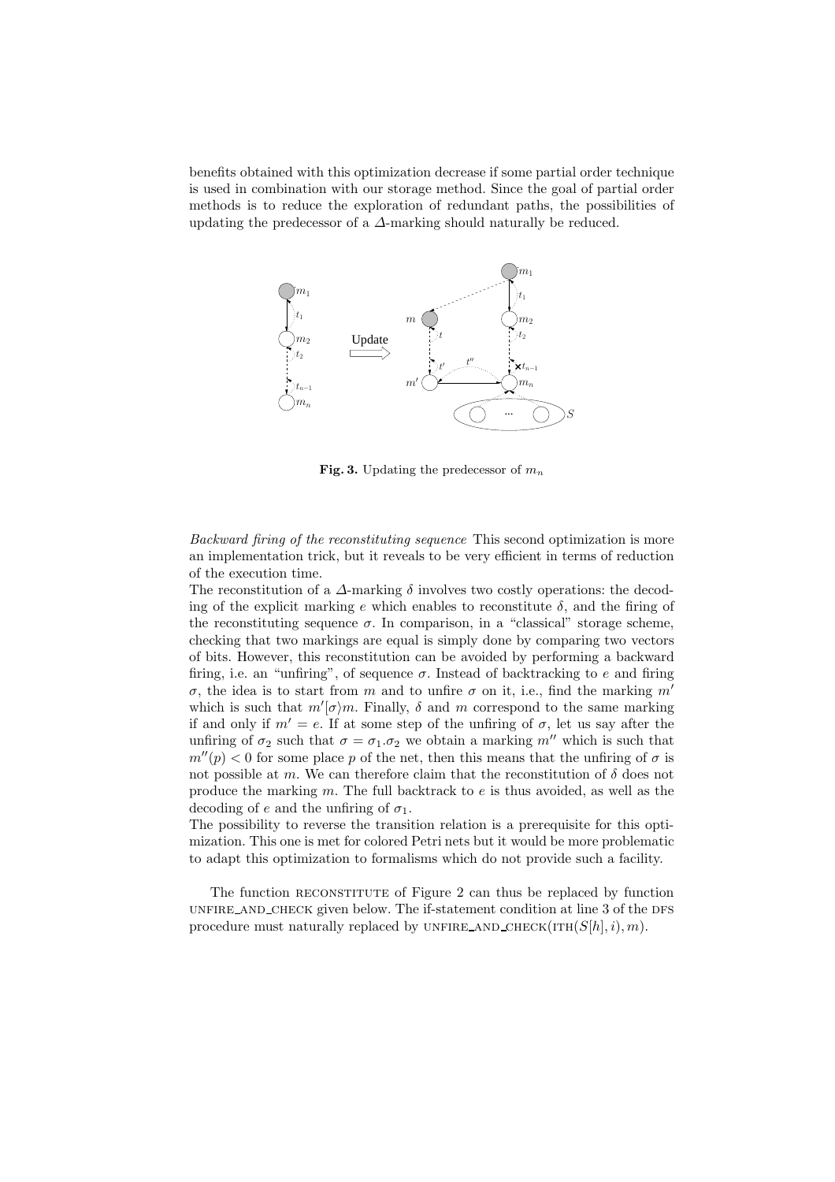benefits obtained with this optimization decrease if some partial order technique is used in combination with our storage method. Since the goal of partial order methods is to reduce the exploration of redundant paths, the possibilities of updating the predecessor of a $\Delta$-marking should naturally be reduced.

**Fig. 3.** Updating the predecessor of $m_n$

*Backward firing of the reconstituting sequence* This second optimization is more an implementation trick, but it reveals to be very efficient in terms of reduction of the execution time.

The reconstitution of a $\Delta$-marking $\delta$ involves two costly operations: the decoding of the explicit marking $e$ which enables to reconstitute $\delta$, and the firing of the reconstituting sequence $\sigma$. In comparison, in a "classical" storage scheme, checking that two markings are equal is simply done by comparing two vectors of bits. However, this reconstitution can be avoided by performing a backward firing, i.e. an "unfiring", of sequence $\sigma$. Instead of backtracking to $e$ and firing $\sigma$, the idea is to start from $m$ and to unfire $\sigma$ on it, i.e., find the marking $m'$ which is such that $m'[\sigma\rangle m$. Finally, $\delta$ and $m$ correspond to the same marking if and only if $m' = e$. If at some step of the unfiring of $\sigma$, let us say after the unfiring of $\sigma_2$ such that $\sigma = \sigma_1.\sigma_2$ we obtain a marking $m''$ which is such that $m''(p) < 0$ for some place $p$ of the net, then this means that the unfiring of $\sigma$ is not possible at $m$. We can therefore claim that the reconstitution of $\delta$ does not produce the marking $m$. The full backtrack to $e$ is thus avoided, as well as the decoding of $e$ and the unfiring of $\sigma_1$.

The possibility to reverse the transition relation is a prerequisite for this optimization. This one is met for colored Petri nets but it would be more problematic to adapt this optimization to formalisms which do not provide such a facility.

The function RECONSTITUTE of Figure 2 can thus be replaced by function UNFIRE_AND_CHECK given below. The if-statement condition at line 3 of the DFS procedure must naturally replaced by UNFIRE_AND_CHECK(ITH($S[h], i$), $m$).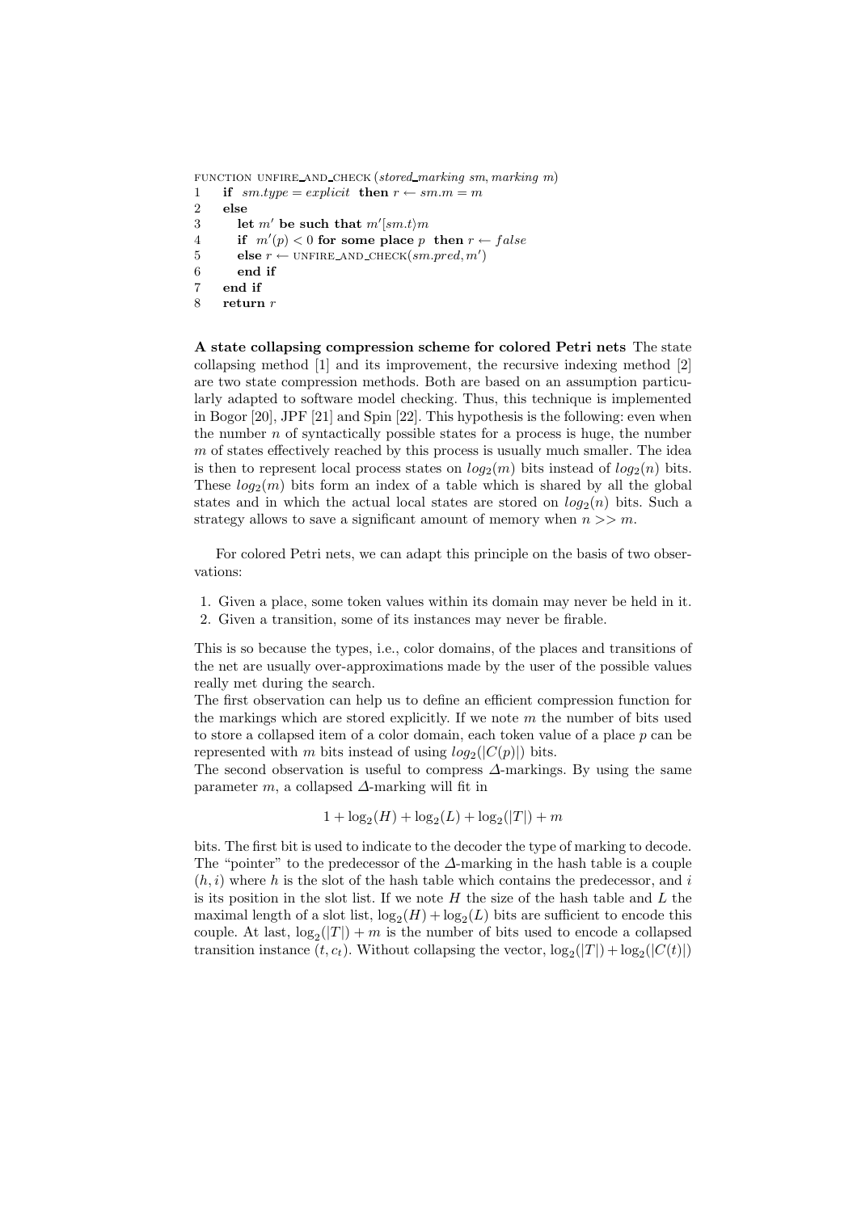```
FUNCTION UNFIRE_AND_CHECK (stored_marking sm, marking m)
1    if  sm.type = explicit  then r ← sm.m = m
2    else
3       let m' be such that m'[sm.t⟩m
4       if  m'(p) < 0 for some place p  then r ← false
5       else r ← UNFIRE_AND_CHECK(sm.pred, m')
6       end if
7    end if
8    return r
```

**A state collapsing compression scheme for colored Petri nets** The state collapsing method [1] and its improvement, the recursive indexing method [2] are two state compression methods. Both are based on an assumption particularly adapted to software model checking. Thus, this technique is implemented in Bogor [20], JPF [21] and Spin [22]. This hypothesis is the following: even when the number $n$ of syntactically possible states for a process is huge, the number $m$ of states effectively reached by this process is usually much smaller. The idea is then to represent local process states on $log_2(m)$ bits instead of $log_2(n)$ bits. These $log_2(m)$ bits form an index of a table which is shared by all the global states and in which the actual local states are stored on $log_2(n)$ bits. Such a strategy allows to save a significant amount of memory when $n >> m$.

For colored Petri nets, we can adapt this principle on the basis of two observations:

1. Given a place, some token values within its domain may never be held in it.
2. Given a transition, some of its instances may never be firable.

This is so because the types, i.e., color domains, of the places and transitions of the net are usually over-approximations made by the user of the possible values really met during the search.
The first observation can help us to define an efficient compression function for the markings which are stored explicitly. If we note $m$ the number of bits used to store a collapsed item of a color domain, each token value of a place $p$ can be represented with $m$ bits instead of using $log_2(|C(p)|)$ bits.
The second observation is useful to compress $\Delta$-markings. By using the same parameter $m$, a collapsed $\Delta$-marking will fit in

$$1 + \log_2(H) + \log_2(L) + \log_2(|T|) + m$$

bits. The first bit is used to indicate to the decoder the type of marking to decode. The "pointer" to the predecessor of the $\Delta$-marking in the hash table is a couple $(h, i)$ where $h$ is the slot of the hash table which contains the predecessor, and $i$ is its position in the slot list. If we note $H$ the size of the hash table and $L$ the maximal length of a slot list, $\log_2(H) + \log_2(L)$ bits are sufficient to encode this couple. At last, $\log_2(|T|) + m$ is the number of bits used to encode a collapsed transition instance $(t, c_t)$. Without collapsing the vector, $\log_2(|T|) + \log_2(|C(t)|)$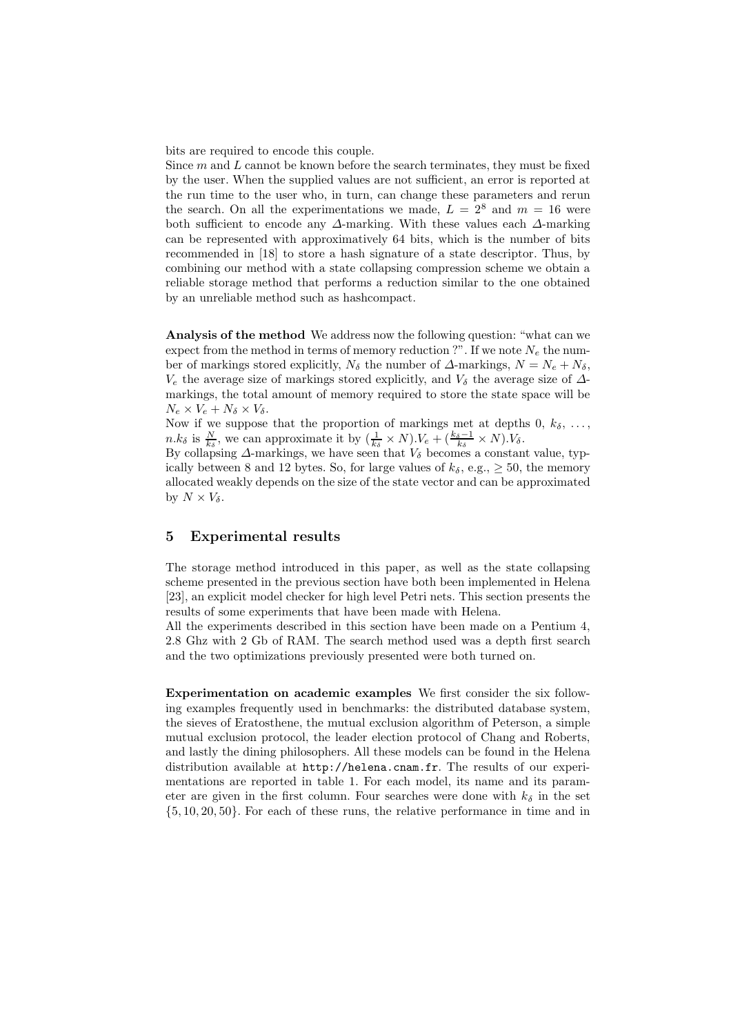bits are required to encode this couple.
Since $m$ and $L$ cannot be known before the search terminates, they must be fixed by the user. When the supplied values are not sufficient, an error is reported at the run time to the user who, in turn, can change these parameters and rerun the search. On all the experimentations we made, $L = 2^8$ and $m = 16$ were both sufficient to encode any $\Delta$-marking. With these values each $\Delta$-marking can be represented with approximatively 64 bits, which is the number of bits recommended in [18] to store a hash signature of a state descriptor. Thus, by combining our method with a state collapsing compression scheme we obtain a reliable storage method that performs a reduction similar to the one obtained by an unreliable method such as hashcompact.

**Analysis of the method** We address now the following question: "what can we expect from the method in terms of memory reduction ?". If we note $N_e$ the number of markings stored explicitly, $N_\delta$ the number of $\Delta$-markings, $N = N_e + N_\delta$, $V_e$ the average size of markings stored explicitly, and $V_\delta$ the average size of $\Delta$-markings, the total amount of memory required to store the state space will be $N_e \times V_e + N_\delta \times V_\delta$.
Now if we suppose that the proportion of markings met at depths 0, $k_\delta$, $\ldots$, $n.k_\delta$ is $\frac{N}{k_\delta}$, we can approximate it by $(\frac{1}{k_\delta} \times N).V_e + (\frac{k_\delta - 1}{k_\delta} \times N).V_\delta$.
By collapsing $\Delta$-markings, we have seen that $V_\delta$ becomes a constant value, typically between 8 and 12 bytes. So, for large values of $k_\delta$, e.g., $\geq 50$, the memory allocated weakly depends on the size of the state vector and can be approximated by $N \times V_\delta$.

## 5 Experimental results

The storage method introduced in this paper, as well as the state collapsing scheme presented in the previous section have both been implemented in Helena [23], an explicit model checker for high level Petri nets. This section presents the results of some experiments that have been made with Helena.
All the experiments described in this section have been made on a Pentium 4, 2.8 Ghz with 2 Gb of RAM. The search method used was a depth first search and the two optimizations previously presented were both turned on.

**Experimentation on academic examples** We first consider the six following examples frequently used in benchmarks: the distributed database system, the sieves of Eratosthene, the mutual exclusion algorithm of Peterson, a simple mutual exclusion protocol, the leader election protocol of Chang and Roberts, and lastly the dining philosophers. All these models can be found in the Helena distribution available at http://helena.cnam.fr. The results of our experimentations are reported in table 1. For each model, its name and its parameter are given in the first column. Four searches were done with $k_\delta$ in the set $\{5, 10, 20, 50\}$. For each of these runs, the relative performance in time and in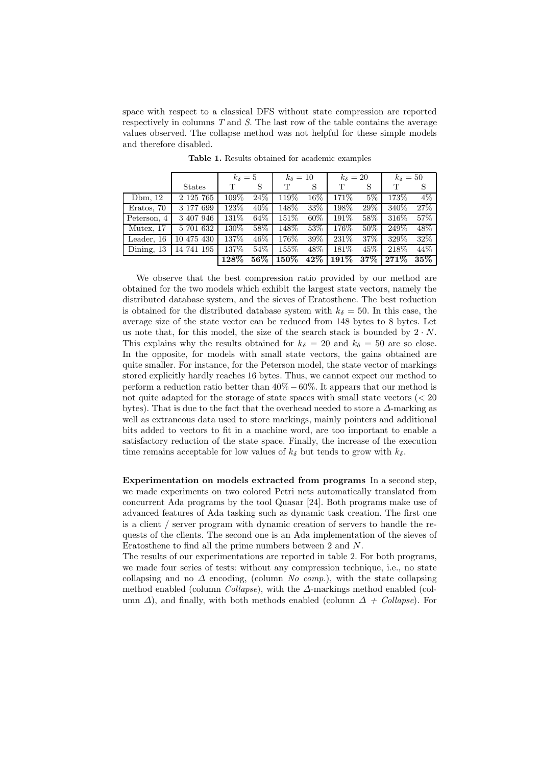space with respect to a classical DFS without state compression are reported respectively in columns $T$ and $S$. The last row of the table contains the average values observed. The collapse method was not helpful for these simple models and therefore disabled.

**Table 1.** Results obtained for academic examples

| | | $k_\delta = 5$ | | $k_\delta = 10$ | | $k_\delta = 20$ | | $k_\delta = 50$ | |
|---|---|---|---|---|---|---|---|---|---|
| | States | T | S | T | S | T | S | T | S |
| Dbm, 12 | 2 125 765 | 109% | 24% | 119% | 16% | 171% | 5% | 173% | 4% |
| Eratos, 70 | 3 177 699 | 123% | 40% | 148% | 33% | 198% | 29% | 340% | 27% |
| Peterson, 4 | 3 407 946 | 131% | 64% | 151% | 60% | 191% | 58% | 316% | 57% |
| Mutex, 17 | 5 701 632 | 130% | 58% | 148% | 53% | 176% | 50% | 249% | 48% |
| Leader, 16 | 10 475 430 | 137% | 46% | 176% | 39% | 231% | 37% | 329% | 32% |
| Dining, 13 | 14 741 195 | 137% | 54% | 155% | 48% | 181% | 45% | 218% | 44% |
| | | **128%** | **56%** | **150%** | **42%** | **191%** | **37%** | **271%** | **35%** |

We observe that the best compression ratio provided by our method are obtained for the two models which exhibit the largest state vectors, namely the distributed database system, and the sieves of Eratosthene. The best reduction is obtained for the distributed database system with $k_\delta = 50$. In this case, the average size of the state vector can be reduced from 148 bytes to 8 bytes. Let us note that, for this model, the size of the search stack is bounded by $2 \cdot N$. This explains why the results obtained for $k_\delta = 20$ and $k_\delta = 50$ are so close. In the opposite, for models with small state vectors, the gains obtained are quite smaller. For instance, for the Peterson model, the state vector of markings stored explicitly hardly reaches 16 bytes. Thus, we cannot expect our method to perform a reduction ratio better than $40\% - 60\%$. It appears that our method is not quite adapted for the storage of state spaces with small state vectors ($< 20$ bytes). That is due to the fact that the overhead needed to store a $\Delta$-marking as well as extraneous data used to store markings, mainly pointers and additional bits added to vectors to fit in a machine word, are too important to enable a satisfactory reduction of the state space. Finally, the increase of the execution time remains acceptable for low values of $k_\delta$ but tends to grow with $k_\delta$.

**Experimentation on models extracted from programs** In a second step, we made experiments on two colored Petri nets automatically translated from concurrent Ada programs by the tool Quasar [24]. Both programs make use of advanced features of Ada tasking such as dynamic task creation. The first one is a client / server program with dynamic creation of servers to handle the requests of the clients. The second one is an Ada implementation of the sieves of Eratosthene to find all the prime numbers between 2 and $N$.
The results of our experimentations are reported in table 2. For both programs, we made four series of tests: without any compression technique, i.e., no state collapsing and no $\Delta$ encoding, (column *No comp.*), with the state collapsing method enabled (column *Collapse*), with the $\Delta$-markings method enabled (column $\Delta$), and finally, with both methods enabled (column $\Delta$ + *Collapse*). For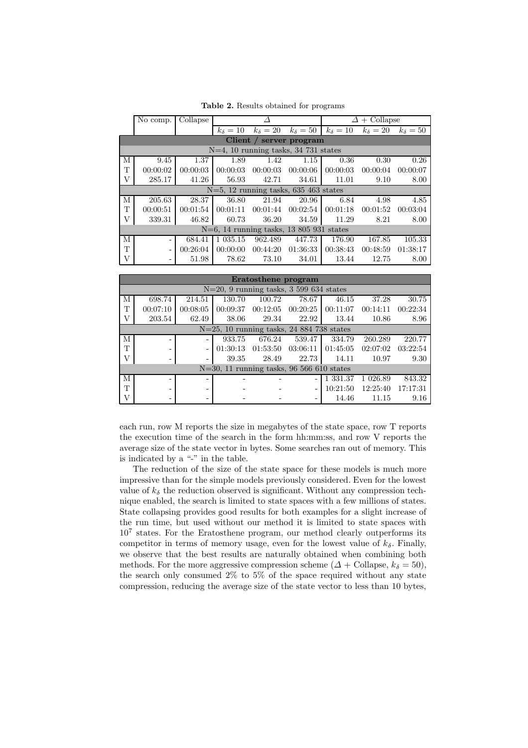**Table 2.** Results obtained for programs

| | No comp. | Collapse | $\Delta$ | | | $\Delta$ + Collapse | | |
|---|---|---|---|---|---|---|---|---|
| | | | $k_\delta = 10$ | $k_\delta = 20$ | $k_\delta = 50$ | $k_\delta = 10$ | $k_\delta = 20$ | $k_\delta = 50$ |
| **Client / server program** | | | | | | | | |
| N=4, 10 running tasks, 34 731 states | | | | | | | | |
| M | 9.45 | 1.37 | 1.89 | 1.42 | 1.15 | 0.36 | 0.30 | 0.26 |
| T | 00:00:02 | 00:00:03 | 00:00:03 | 00:00:03 | 00:00:06 | 00:00:03 | 00:00:04 | 00:00:07 |
| V | 285.17 | 41.26 | 56.93 | 42.71 | 34.61 | 11.01 | 9.10 | 8.00 |
| N=5, 12 running tasks, 635 463 states | | | | | | | | |
| M | 205.63 | 28.37 | 36.80 | 21.94 | 20.96 | 6.84 | 4.98 | 4.85 |
| T | 00:00:51 | 00:01:54 | 00:01:11 | 00:01:44 | 00:02:54 | 00:01:18 | 00:01:52 | 00:03:04 |
| V | 339.31 | 46.82 | 60.73 | 36.20 | 34.59 | 11.29 | 8.21 | 8.00 |
| N=6, 14 running tasks, 13 805 931 states | | | | | | | | |
| M | - | 684.41 | 1 035.15 | 962.489 | 447.73 | 176.90 | 167.85 | 105.33 |
| T | - | 00:26:04 | 00:00:00 | 00:44:20 | 01:36:33 | 00:38:43 | 00:48:59 | 01:38:17 |
| V | - | 51.98 | 78.62 | 73.10 | 34.01 | 13.44 | 12.75 | 8.00 |

| | | | | | | | | |
|---|---|---|---|---|---|---|---|---|
| **Eratosthene program** | | | | | | | | |
| N=20, 9 running tasks, 3 599 634 states | | | | | | | | |
| M | 698.74 | 214.51 | 130.70 | 100.72 | 78.67 | 46.15 | 37.28 | 30.75 |
| T | 00:07:10 | 00:08:05 | 00:09:37 | 00:12:05 | 00:20:25 | 00:11:07 | 00:14:11 | 00:22:34 |
| V | 203.54 | 62.49 | 38.06 | 29.34 | 22.92 | 13.44 | 10.86 | 8.96 |
| N=25, 10 running tasks, 24 884 738 states | | | | | | | | |
| M | - | - | 933.75 | 676.24 | 539.47 | 334.79 | 260.289 | 220.77 |
| T | - | - | 01:30:13 | 01:53:50 | 03:06:11 | 01:45:05 | 02:07:02 | 03:22:54 |
| V | - | - | 39.35 | 28.49 | 22.73 | 14.11 | 10.97 | 9.30 |
| N=30, 11 running tasks, 96 566 610 states | | | | | | | | |
| M | - | - | - | - | - | 1 331.37 | 1 026.89 | 843.32 |
| T | - | - | - | - | - | 10:21:50 | 12:25:40 | 17:17:31 |
| V | - | - | - | - | - | 14.46 | 11.15 | 9.16 |

each run, row M reports the size in megabytes of the state space, row T reports the execution time of the search in the form hh:mm:ss, and row V reports the average size of the state vector in bytes. Some searches ran out of memory. This is indicated by a "-" in the table.

The reduction of the size of the state space for these models is much more impressive than for the simple models previously considered. Even for the lowest value of $k_\delta$ the reduction observed is significant. Without any compression technique enabled, the search is limited to state spaces with a few millions of states. State collapsing provides good results for both examples for a slight increase of the run time, but used without our method it is limited to state spaces with $10^7$ states. For the Eratosthene program, our method clearly outperforms its competitor in terms of memory usage, even for the lowest value of $k_\delta$. Finally, we observe that the best results are naturally obtained when combining both methods. For the more aggressive compression scheme ($\Delta$ + Collapse, $k_\delta = 50$), the search only consumed 2% to 5% of the space required without any state compression, reducing the average size of the state vector to less than 10 bytes,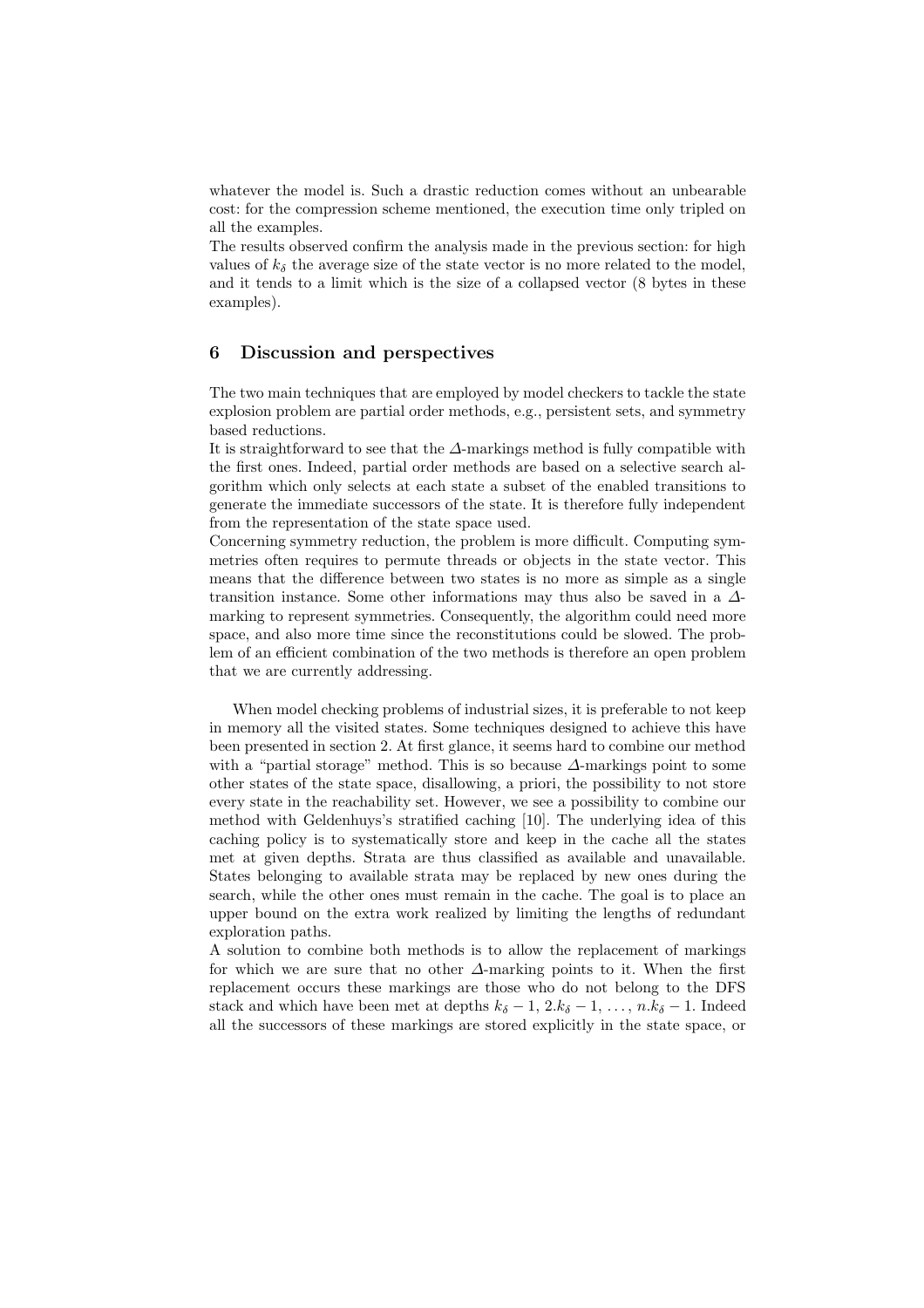whatever the model is. Such a drastic reduction comes without an unbearable cost: for the compression scheme mentioned, the execution time only tripled on all the examples.
The results observed confirm the analysis made in the previous section: for high values of $k_\delta$ the average size of the state vector is no more related to the model, and it tends to a limit which is the size of a collapsed vector (8 bytes in these examples).

## 6 Discussion and perspectives

The two main techniques that are employed by model checkers to tackle the state explosion problem are partial order methods, e.g., persistent sets, and symmetry based reductions.
It is straightforward to see that the $\Delta$-markings method is fully compatible with the first ones. Indeed, partial order methods are based on a selective search algorithm which only selects at each state a subset of the enabled transitions to generate the immediate successors of the state. It is therefore fully independent from the representation of the state space used.
Concerning symmetry reduction, the problem is more difficult. Computing symmetries often requires to permute threads or objects in the state vector. This means that the difference between two states is no more as simple as a single transition instance. Some other informations may thus also be saved in a $\Delta$-marking to represent symmetries. Consequently, the algorithm could need more space, and also more time since the reconstitutions could be slowed. The problem of an efficient combination of the two methods is therefore an open problem that we are currently addressing.

When model checking problems of industrial sizes, it is preferable to not keep in memory all the visited states. Some techniques designed to achieve this have been presented in section 2. At first glance, it seems hard to combine our method with a "partial storage" method. This is so because $\Delta$-markings point to some other states of the state space, disallowing, a priori, the possibility to not store every state in the reachability set. However, we see a possibility to combine our method with Geldenhuys's stratified caching [10]. The underlying idea of this caching policy is to systematically store and keep in the cache all the states met at given depths. Strata are thus classified as available and unavailable. States belonging to available strata may be replaced by new ones during the search, while the other ones must remain in the cache. The goal is to place an upper bound on the extra work realized by limiting the lengths of redundant exploration paths.
A solution to combine both methods is to allow the replacement of markings for which we are sure that no other $\Delta$-marking points to it. When the first replacement occurs these markings are those who do not belong to the DFS stack and which have been met at depths $k_\delta - 1$, $2.k_\delta - 1$, $\ldots$, $n.k_\delta - 1$. Indeed all the successors of these markings are stored explicitly in the state space, or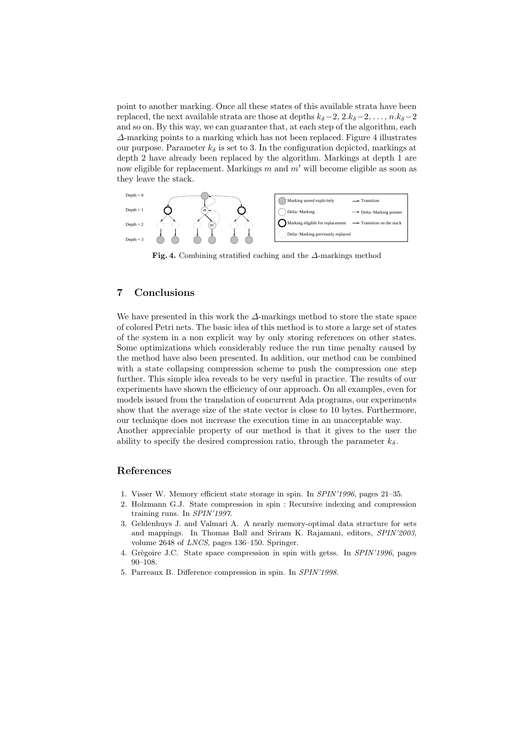point to another marking. Once all these states of this available strata have been replaced, the next available strata are those at depths $k_\delta - 2, 2.k_\delta - 2, \ldots, n.k_\delta - 2$ and so on. By this way, we can guarantee that, at each step of the algorithm, each $\Delta$-marking points to a marking which has not been replaced. Figure 4 illustrates our purpose. Parameter $k_\delta$ is set to 3. In the configuration depicted, markings at depth 2 have already been replaced by the algorithm. Markings at depth 1 are now eligible for replacement. Markings $m$ and $m'$ will become eligible as soon as they leave the stack.

**Fig. 4.** Combining stratified caching and the $\Delta$-markings method

## 7 Conclusions

We have presented in this work the $\Delta$-markings method to store the state space of colored Petri nets. The basic idea of this method is to store a large set of states of the system in a non explicit way by only storing references on other states. Some optimizations which considerably reduce the run time penalty caused by the method have also been presented. In addition, our method can be combined with a state collapsing compression scheme to push the compression one step further. This simple idea reveals to be very useful in practice. The results of our experiments have shown the efficiency of our approach. On all examples, even for models issued from the translation of concurrent Ada programs, our experiments show that the average size of the state vector is close to 10 bytes. Furthermore, our technique does not increase the execution time in an unacceptable way.
Another appreciable property of our method is that it gives to the user the ability to specify the desired compression ratio, through the parameter $k_\delta$.

## References

1. Visser W. Memory efficient state storage in spin. In *SPIN'1996*, pages 21–35.
2. Holzmann G.J. State compression in spin : Recursive indexing and compression training runs. In *SPIN'1997*.
3. Geldenhuys J. and Valmari A. A nearly memory-optimal data structure for sets and mappings. In Thomas Ball and Sriram K. Rajamani, editors, *SPIN'2003*, volume 2648 of *LNCS*, pages 136–150. Springer.
4. Grègoire J.C. State space compression in spin with getss. In *SPIN'1996*, pages 90–108.
5. Parreaux B. Difference compression in spin. In *SPIN'1998*.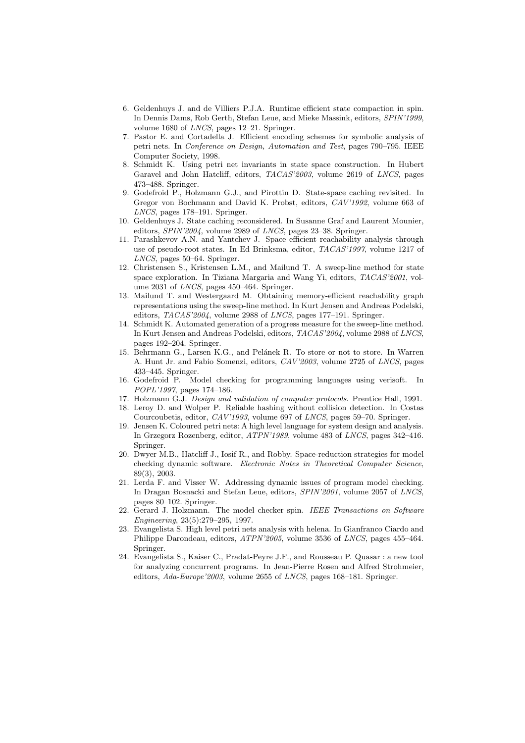6. Geldenhuys J. and de Villiers P.J.A. Runtime efficient state compaction in spin. In Dennis Dams, Rob Gerth, Stefan Leue, and Mieke Massink, editors, *SPIN'1999*, volume 1680 of *LNCS*, pages 12–21. Springer.
7. Pastor E. and Cortadella J. Efficient encoding schemes for symbolic analysis of petri nets. In *Conference on Design, Automation and Test*, pages 790–795. IEEE Computer Society, 1998.
8. Schmidt K. Using petri net invariants in state space construction. In Hubert Garavel and John Hatcliff, editors, *TACAS'2003*, volume 2619 of *LNCS*, pages 473–488. Springer.
9. Godefroid P., Holzmann G.J., and Pirottin D. State-space caching revisited. In Gregor von Bochmann and David K. Probst, editors, *CAV'1992*, volume 663 of *LNCS*, pages 178–191. Springer.
10. Geldenhuys J. State caching reconsidered. In Susanne Graf and Laurent Mounier, editors, *SPIN'2004*, volume 2989 of *LNCS*, pages 23–38. Springer.
11. Parashkevov A.N. and Yantchev J. Space efficient reachability analysis through use of pseudo-root states. In Ed Brinksma, editor, *TACAS'1997*, volume 1217 of *LNCS*, pages 50–64. Springer.
12. Christensen S., Kristensen L.M., and Mailund T. A sweep-line method for state space exploration. In Tiziana Margaria and Wang Yi, editors, *TACAS'2001*, volume 2031 of *LNCS*, pages 450–464. Springer.
13. Mailund T. and Westergaard M. Obtaining memory-efficient reachability graph representations using the sweep-line method. In Kurt Jensen and Andreas Podelski, editors, *TACAS'2004*, volume 2988 of *LNCS*, pages 177–191. Springer.
14. Schmidt K. Automated generation of a progress measure for the sweep-line method. In Kurt Jensen and Andreas Podelski, editors, *TACAS'2004*, volume 2988 of *LNCS*, pages 192–204. Springer.
15. Behrmann G., Larsen K.G., and Pelánek R. To store or not to store. In Warren A. Hunt Jr. and Fabio Somenzi, editors, *CAV'2003*, volume 2725 of *LNCS*, pages 433–445. Springer.
16. Godefroid P. Model checking for programming languages using verisoft. In *POPL'1997*, pages 174–186.
17. Holzmann G.J. *Design and validation of computer protocols*. Prentice Hall, 1991.
18. Leroy D. and Wolper P. Reliable hashing without collision detection. In Costas Courcoubetis, editor, *CAV'1993*, volume 697 of *LNCS*, pages 59–70. Springer.
19. Jensen K. Coloured petri nets: A high level language for system design and analysis. In Grzegorz Rozenberg, editor, *ATPN'1989*, volume 483 of *LNCS*, pages 342–416. Springer.
20. Dwyer M.B., Hatcliff J., Iosif R., and Robby. Space-reduction strategies for model checking dynamic software. *Electronic Notes in Theoretical Computer Science*, 89(3), 2003.
21. Lerda F. and Visser W. Addressing dynamic issues of program model checking. In Dragan Bosnacki and Stefan Leue, editors, *SPIN'2001*, volume 2057 of *LNCS*, pages 80–102. Springer.
22. Gerard J. Holzmann. The model checker spin. *IEEE Transactions on Software Engineering*, 23(5):279–295, 1997.
23. Evangelista S. High level petri nets analysis with helena. In Gianfranco Ciardo and Philippe Darondeau, editors, *ATPN'2005*, volume 3536 of *LNCS*, pages 455–464. Springer.
24. Evangelista S., Kaiser C., Pradat-Peyre J.F., and Rousseau P. Quasar : a new tool for analyzing concurrent programs. In Jean-Pierre Rosen and Alfred Strohmeier, editors, *Ada-Europe'2003*, volume 2655 of *LNCS*, pages 168–181. Springer.